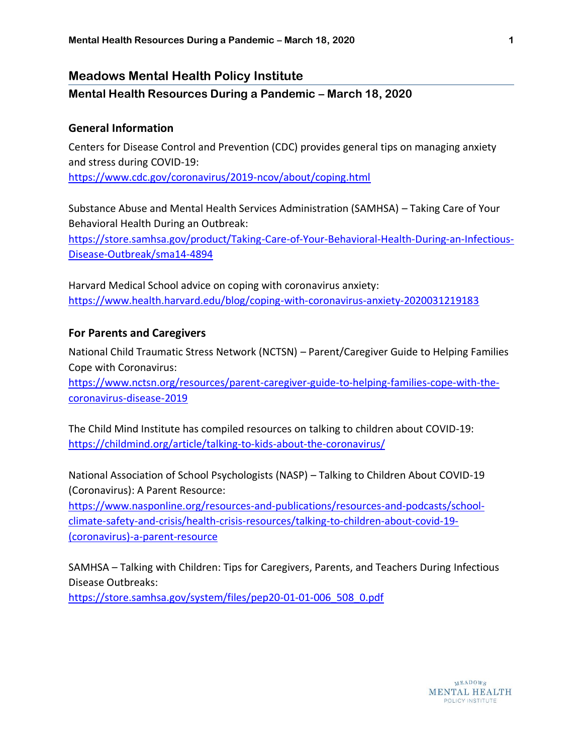# Meadows Mental Health Policy Institute

## Mental Health Resources During a Pandemic – March 18, 2020

### General Information

Centers for Disease Control and Prevention (CDC) provides general tips on managing anxiety and stress during COVID-19:
https://www.cdc.gov/coronavirus/2019-ncov/about/coping.html

Substance Abuse and Mental Health Services Administration (SAMHSA) – Taking Care of Your Behavioral Health During an Outbreak:
https://store.samhsa.gov/product/Taking-Care-of-Your-Behavioral-Health-During-an-Infectious-Disease-Outbreak/sma14-4894

Harvard Medical School advice on coping with coronavirus anxiety:
https://www.health.harvard.edu/blog/coping-with-coronavirus-anxiety-2020031219183

### For Parents and Caregivers

National Child Traumatic Stress Network (NCTSN) – Parent/Caregiver Guide to Helping Families Cope with Coronavirus:
https://www.nctsn.org/resources/parent-caregiver-guide-to-helping-families-cope-with-the-coronavirus-disease-2019

The Child Mind Institute has compiled resources on talking to children about COVID-19:
https://childmind.org/article/talking-to-kids-about-the-coronavirus/

National Association of School Psychologists (NASP) – Talking to Children About COVID-19 (Coronavirus): A Parent Resource:
https://www.nasponline.org/resources-and-publications/resources-and-podcasts/school-climate-safety-and-crisis/health-crisis-resources/talking-to-children-about-covid-19-(coronavirus)-a-parent-resource

SAMHSA – Talking with Children: Tips for Caregivers, Parents, and Teachers During Infectious Disease Outbreaks:
https://store.samhsa.gov/system/files/pep20-01-01-006_508_0.pdf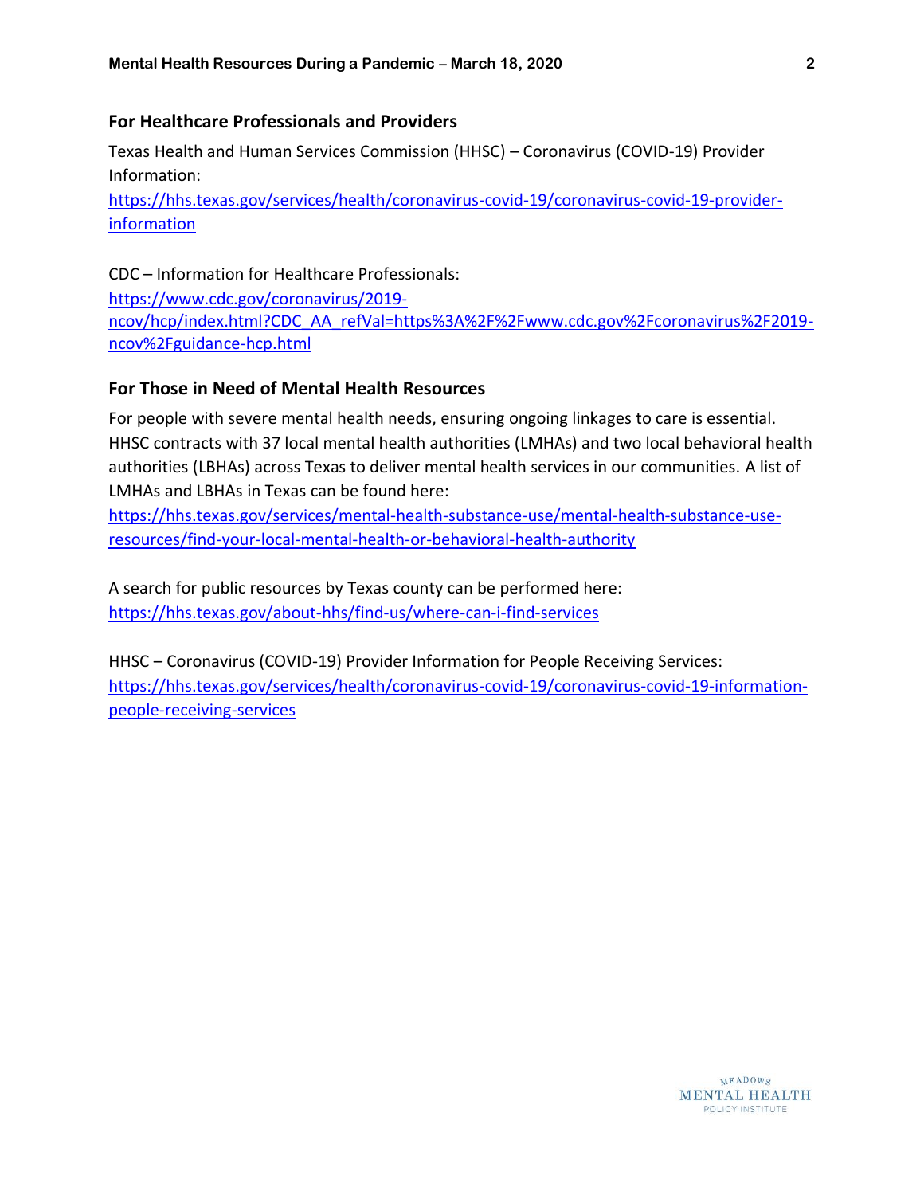## For Healthcare Professionals and Providers

Texas Health and Human Services Commission (HHSC) – Coronavirus (COVID-19) Provider Information:
https://hhs.texas.gov/services/health/coronavirus-covid-19/coronavirus-covid-19-provider-information

CDC – Information for Healthcare Professionals:
https://www.cdc.gov/coronavirus/2019-ncov/hcp/index.html?CDC_AA_refVal=https%3A%2F%2Fwww.cdc.gov%2Fcoronavirus%2F2019-ncov%2Fguidance-hcp.html

## For Those in Need of Mental Health Resources

For people with severe mental health needs, ensuring ongoing linkages to care is essential. HHSC contracts with 37 local mental health authorities (LMHAs) and two local behavioral health authorities (LBHAs) across Texas to deliver mental health services in our communities. A list of LMHAs and LBHAs in Texas can be found here:
https://hhs.texas.gov/services/mental-health-substance-use/mental-health-substance-use-resources/find-your-local-mental-health-or-behavioral-health-authority

A search for public resources by Texas county can be performed here:
https://hhs.texas.gov/about-hhs/find-us/where-can-i-find-services

HHSC – Coronavirus (COVID-19) Provider Information for People Receiving Services:
https://hhs.texas.gov/services/health/coronavirus-covid-19/coronavirus-covid-19-information-people-receiving-services